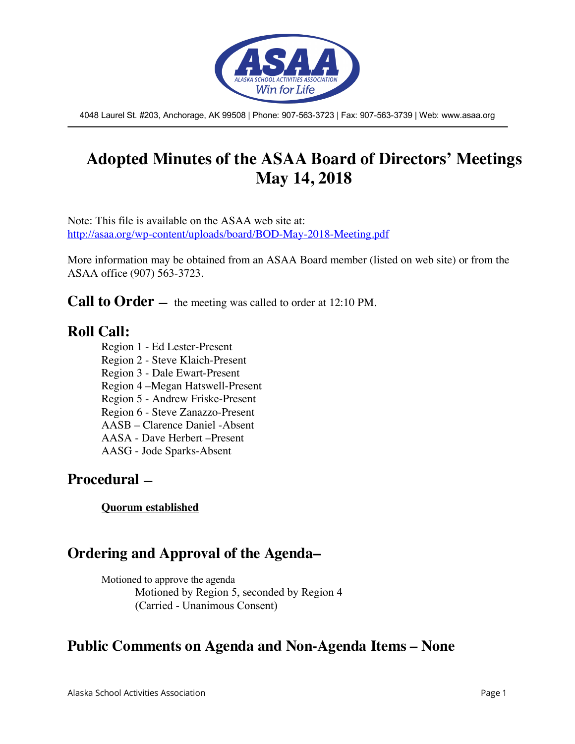ASAA
ALASKA SCHOOL ACTIVITIES ASSOCIATION
Win for Life

4048 Laurel St. #203, Anchorage, AK 99508 | Phone: 907-563-3723 | Fax: 907-563-3739 | Web: www.asaa.org

# Adopted Minutes of the ASAA Board of Directors' Meetings May 14, 2018

Note: This file is available on the ASAA web site at:
http://asaa.org/wp-content/uploads/board/BOD-May-2018-Meeting.pdf

More information may be obtained from an ASAA Board member (listed on web site) or from the ASAA office (907) 563-3723.

## Call to Order – the meeting was called to order at 12:10 PM.

## Roll Call:

Region 1 - Ed Lester-Present
Region 2 - Steve Klaich-Present
Region 3 - Dale Ewart-Present
Region 4 –Megan Hatswell-Present
Region 5 - Andrew Friske-Present
Region 6 - Steve Zanazzo-Present
AASB – Clarence Daniel -Absent
AASA - Dave Herbert –Present
AASG - Jode Sparks-Absent

## Procedural –

**Quorum established**

## Ordering and Approval of the Agenda–

Motioned to approve the agenda
Motioned by Region 5, seconded by Region 4
(Carried - Unanimous Consent)

## Public Comments on Agenda and Non-Agenda Items – None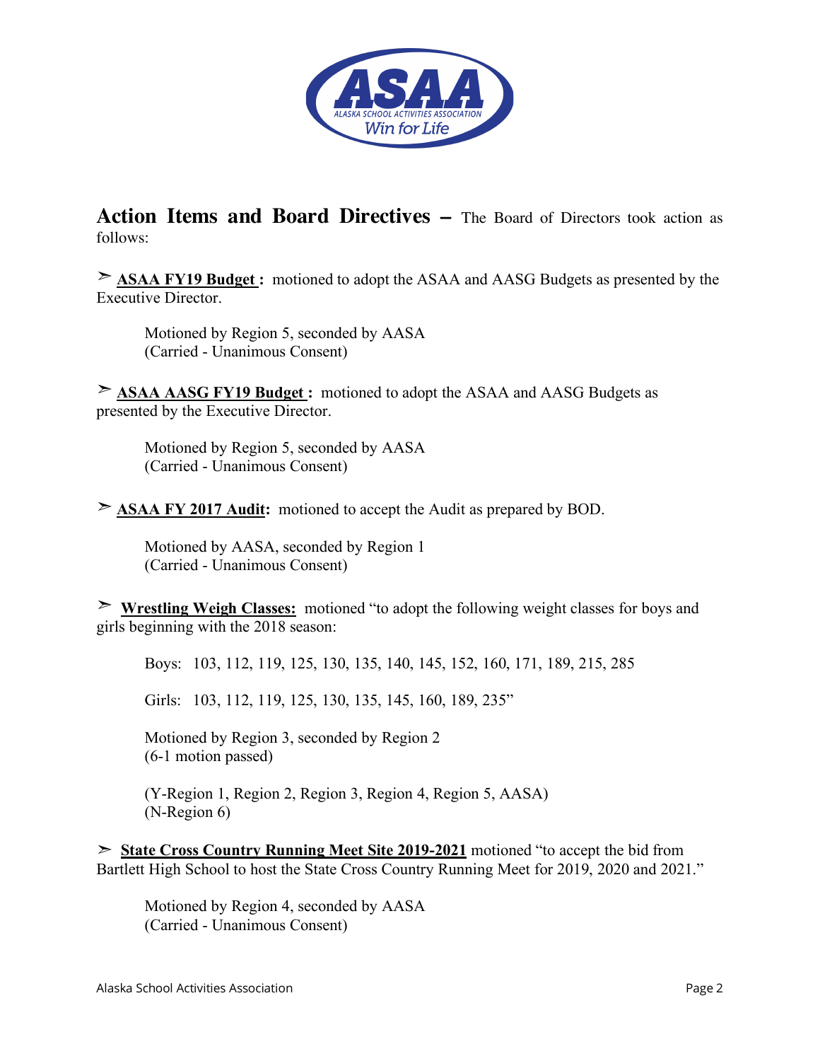**Action Items and Board Directives –** The Board of Directors took action as follows:

➢ **ASAA FY19 Budget :** motioned to adopt the ASAA and AASG Budgets as presented by the Executive Director.

Motioned by Region 5, seconded by AASA
(Carried - Unanimous Consent)

➢ **ASAA AASG FY19 Budget :** motioned to adopt the ASAA and AASG Budgets as presented by the Executive Director.

Motioned by Region 5, seconded by AASA
(Carried - Unanimous Consent)

➢ **ASAA FY 2017 Audit:** motioned to accept the Audit as prepared by BOD.

Motioned by AASA, seconded by Region 1
(Carried - Unanimous Consent)

➢ **Wrestling Weigh Classes:** motioned "to adopt the following weight classes for boys and girls beginning with the 2018 season:

Boys: 103, 112, 119, 125, 130, 135, 140, 145, 152, 160, 171, 189, 215, 285

Girls: 103, 112, 119, 125, 130, 135, 145, 160, 189, 235"

Motioned by Region 3, seconded by Region 2
(6-1 motion passed)

(Y-Region 1, Region 2, Region 3, Region 4, Region 5, AASA)
(N-Region 6)

➢ **State Cross Country Running Meet Site 2019-2021** motioned "to accept the bid from Bartlett High School to host the State Cross Country Running Meet for 2019, 2020 and 2021."

Motioned by Region 4, seconded by AASA
(Carried - Unanimous Consent)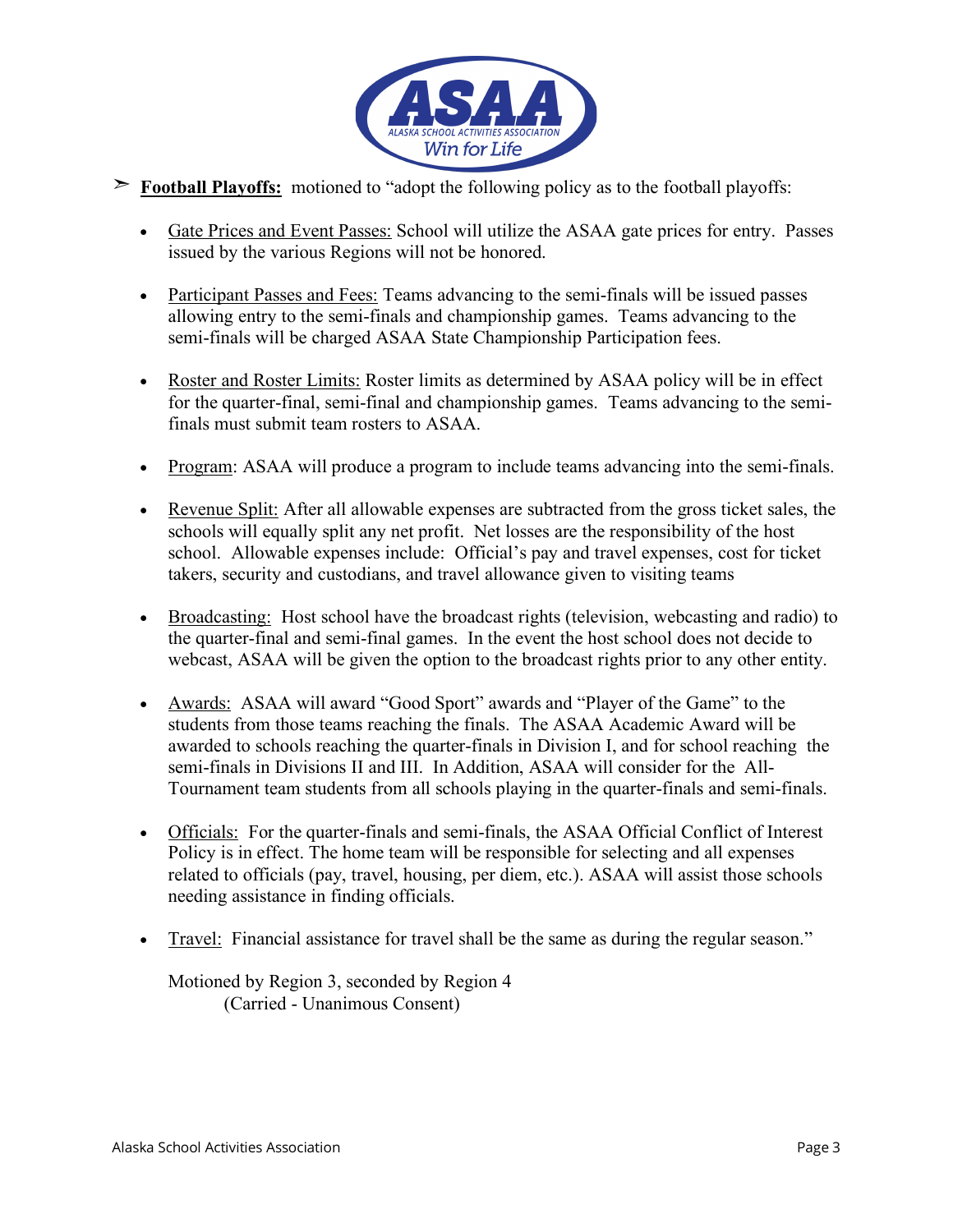➢ **Football Playoffs:** motioned to "adopt the following policy as to the football playoffs:

- Gate Prices and Event Passes: School will utilize the ASAA gate prices for entry. Passes issued by the various Regions will not be honored.

- Participant Passes and Fees: Teams advancing to the semi-finals will be issued passes allowing entry to the semi-finals and championship games. Teams advancing to the semi-finals will be charged ASAA State Championship Participation fees.

- Roster and Roster Limits: Roster limits as determined by ASAA policy will be in effect for the quarter-final, semi-final and championship games. Teams advancing to the semi-finals must submit team rosters to ASAA.

- Program: ASAA will produce a program to include teams advancing into the semi-finals.

- Revenue Split: After all allowable expenses are subtracted from the gross ticket sales, the schools will equally split any net profit. Net losses are the responsibility of the host school. Allowable expenses include: Official's pay and travel expenses, cost for ticket takers, security and custodians, and travel allowance given to visiting teams

- Broadcasting: Host school have the broadcast rights (television, webcasting and radio) to the quarter-final and semi-final games. In the event the host school does not decide to webcast, ASAA will be given the option to the broadcast rights prior to any other entity.

- Awards: ASAA will award "Good Sport" awards and "Player of the Game" to the students from those teams reaching the finals. The ASAA Academic Award will be awarded to schools reaching the quarter-finals in Division I, and for school reaching the semi-finals in Divisions II and III. In Addition, ASAA will consider for the All-Tournament team students from all schools playing in the quarter-finals and semi-finals.

- Officials: For the quarter-finals and semi-finals, the ASAA Official Conflict of Interest Policy is in effect. The home team will be responsible for selecting and all expenses related to officials (pay, travel, housing, per diem, etc.). ASAA will assist those schools needing assistance in finding officials.

- Travel: Financial assistance for travel shall be the same as during the regular season."

Motioned by Region 3, seconded by Region 4
(Carried - Unanimous Consent)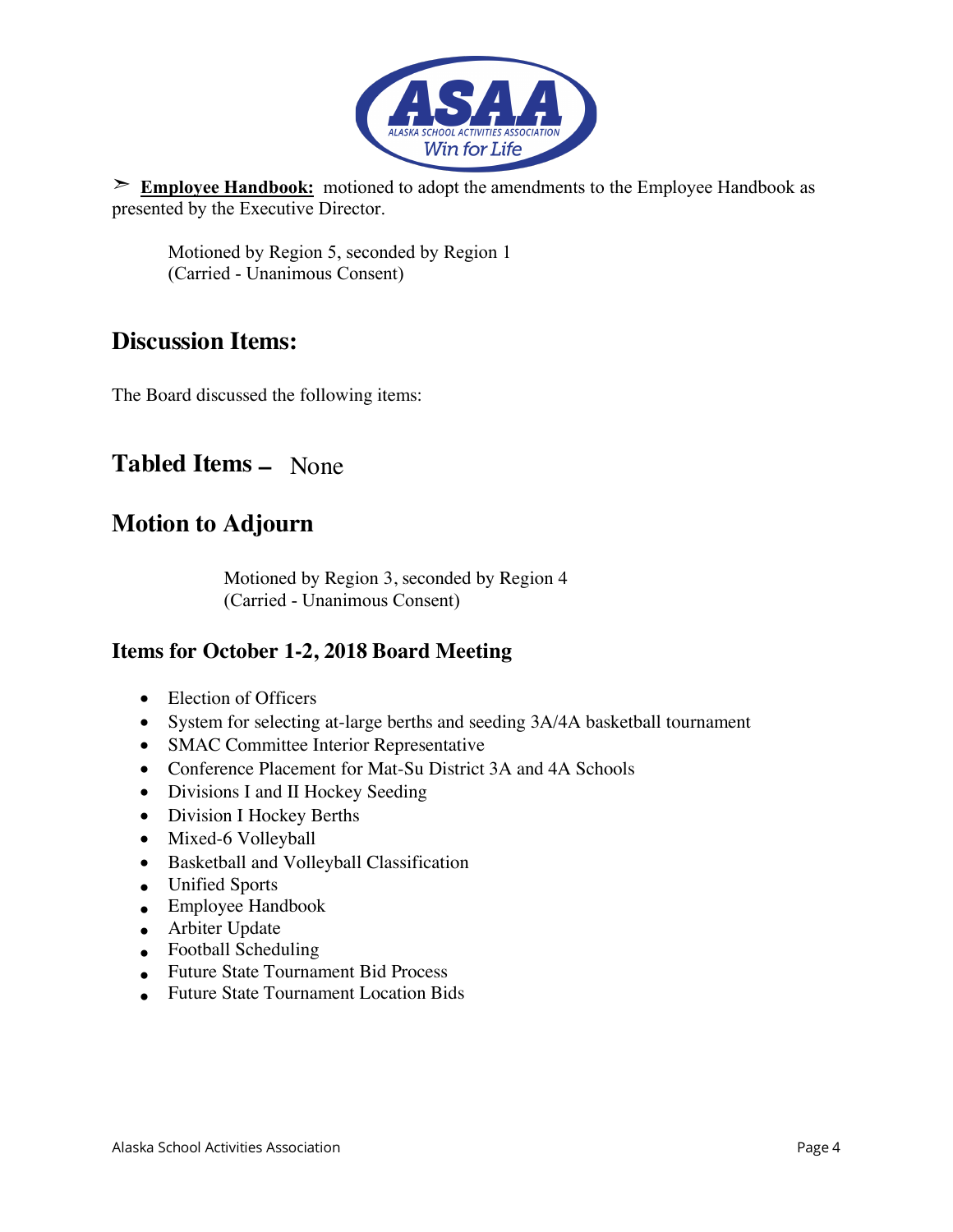➢ **Employee Handbook:** motioned to adopt the amendments to the Employee Handbook as presented by the Executive Director.

Motioned by Region 5, seconded by Region 1
(Carried - Unanimous Consent)

## Discussion Items:

The Board discussed the following items:

## Tabled Items – None

## Motion to Adjourn

Motioned by Region 3, seconded by Region 4
(Carried - Unanimous Consent)

### Items for October 1-2, 2018 Board Meeting

- Election of Officers
- System for selecting at-large berths and seeding 3A/4A basketball tournament
- SMAC Committee Interior Representative
- Conference Placement for Mat-Su District 3A and 4A Schools
- Divisions I and II Hockey Seeding
- Division I Hockey Berths
- Mixed-6 Volleyball
- Basketball and Volleyball Classification
- Unified Sports
- Employee Handbook
- Arbiter Update
- Football Scheduling
- Future State Tournament Bid Process
- Future State Tournament Location Bids